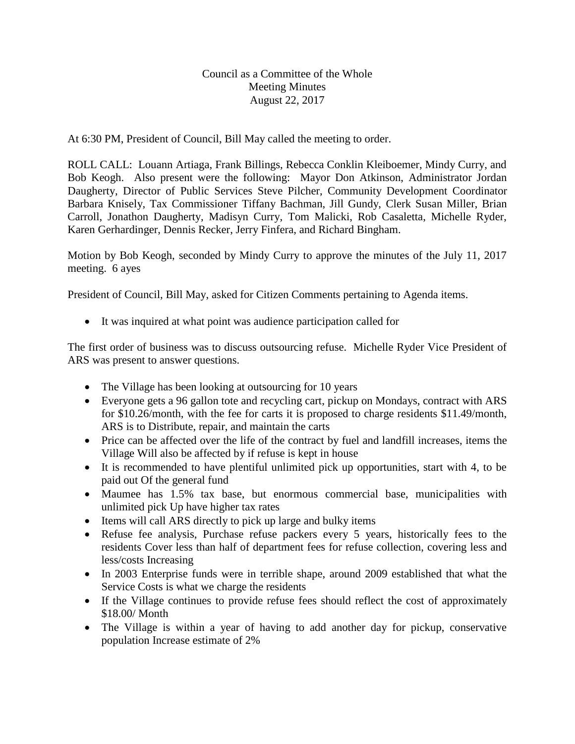Council as a Committee of the Whole
Meeting Minutes
August 22, 2017

At 6:30 PM, President of Council, Bill May called the meeting to order.

ROLL CALL: Louann Artiaga, Frank Billings, Rebecca Conklin Kleiboemer, Mindy Curry, and Bob Keogh. Also present were the following: Mayor Don Atkinson, Administrator Jordan Daugherty, Director of Public Services Steve Pilcher, Community Development Coordinator Barbara Knisely, Tax Commissioner Tiffany Bachman, Jill Gundy, Clerk Susan Miller, Brian Carroll, Jonathon Daugherty, Madisyn Curry, Tom Malicki, Rob Casaletta, Michelle Ryder, Karen Gerhardinger, Dennis Recker, Jerry Finfera, and Richard Bingham.

Motion by Bob Keogh, seconded by Mindy Curry to approve the minutes of the July 11, 2017 meeting. 6 ayes

President of Council, Bill May, asked for Citizen Comments pertaining to Agenda items.

- It was inquired at what point was audience participation called for

The first order of business was to discuss outsourcing refuse. Michelle Ryder Vice President of ARS was present to answer questions.

- The Village has been looking at outsourcing for 10 years
- Everyone gets a 96 gallon tote and recycling cart, pickup on Mondays, contract with ARS for $10.26/month, with the fee for carts it is proposed to charge residents $11.49/month, ARS is to Distribute, repair, and maintain the carts
- Price can be affected over the life of the contract by fuel and landfill increases, items the Village Will also be affected by if refuse is kept in house
- It is recommended to have plentiful unlimited pick up opportunities, start with 4, to be paid out Of the general fund
- Maumee has 1.5% tax base, but enormous commercial base, municipalities with unlimited pick Up have higher tax rates
- Items will call ARS directly to pick up large and bulky items
- Refuse fee analysis, Purchase refuse packers every 5 years, historically fees to the residents Cover less than half of department fees for refuse collection, covering less and less/costs Increasing
- In 2003 Enterprise funds were in terrible shape, around 2009 established that what the Service Costs is what we charge the residents
- If the Village continues to provide refuse fees should reflect the cost of approximately $18.00/ Month
- The Village is within a year of having to add another day for pickup, conservative population Increase estimate of 2%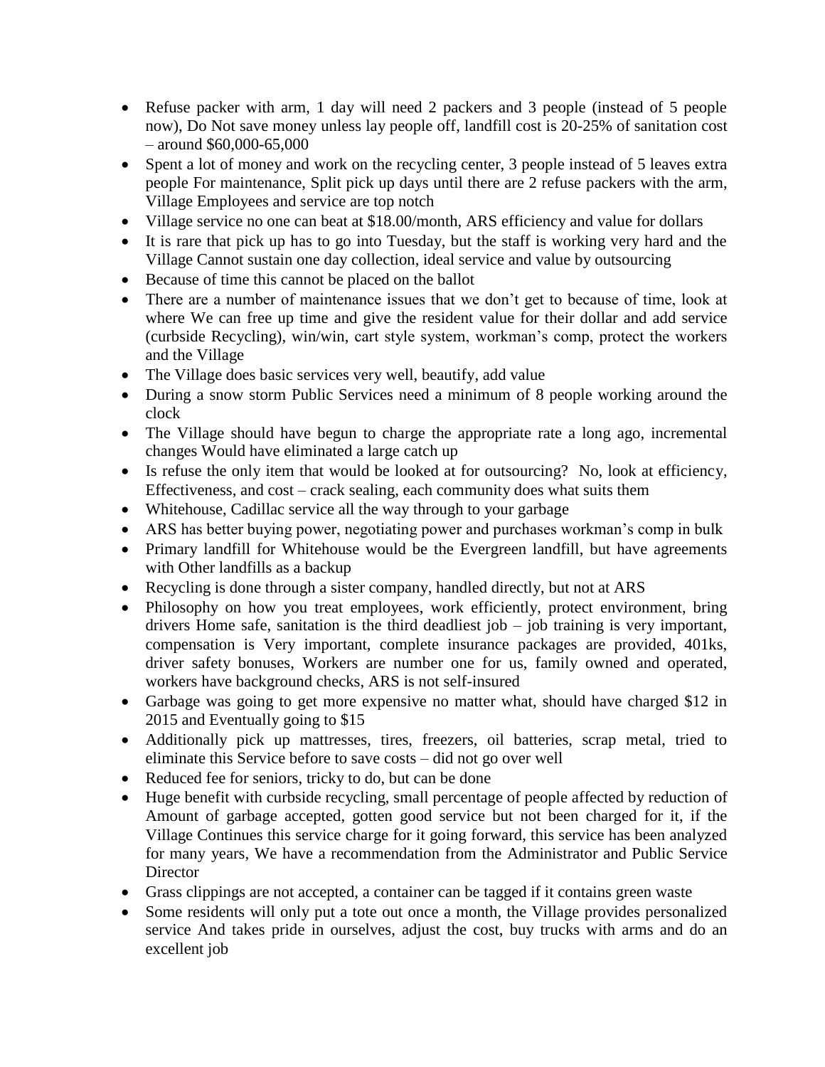- Refuse packer with arm, 1 day will need 2 packers and 3 people (instead of 5 people now), Do Not save money unless lay people off, landfill cost is 20-25% of sanitation cost – around $60,000-65,000
- Spent a lot of money and work on the recycling center, 3 people instead of 5 leaves extra people For maintenance, Split pick up days until there are 2 refuse packers with the arm, Village Employees and service are top notch
- Village service no one can beat at $18.00/month, ARS efficiency and value for dollars
- It is rare that pick up has to go into Tuesday, but the staff is working very hard and the Village Cannot sustain one day collection, ideal service and value by outsourcing
- Because of time this cannot be placed on the ballot
- There are a number of maintenance issues that we don't get to because of time, look at where We can free up time and give the resident value for their dollar and add service (curbside Recycling), win/win, cart style system, workman's comp, protect the workers and the Village
- The Village does basic services very well, beautify, add value
- During a snow storm Public Services need a minimum of 8 people working around the clock
- The Village should have begun to charge the appropriate rate a long ago, incremental changes Would have eliminated a large catch up
- Is refuse the only item that would be looked at for outsourcing? No, look at efficiency, Effectiveness, and cost – crack sealing, each community does what suits them
- Whitehouse, Cadillac service all the way through to your garbage
- ARS has better buying power, negotiating power and purchases workman's comp in bulk
- Primary landfill for Whitehouse would be the Evergreen landfill, but have agreements with Other landfills as a backup
- Recycling is done through a sister company, handled directly, but not at ARS
- Philosophy on how you treat employees, work efficiently, protect environment, bring drivers Home safe, sanitation is the third deadliest job – job training is very important, compensation is Very important, complete insurance packages are provided, 401ks, driver safety bonuses, Workers are number one for us, family owned and operated, workers have background checks, ARS is not self-insured
- Garbage was going to get more expensive no matter what, should have charged $12 in 2015 and Eventually going to $15
- Additionally pick up mattresses, tires, freezers, oil batteries, scrap metal, tried to eliminate this Service before to save costs – did not go over well
- Reduced fee for seniors, tricky to do, but can be done
- Huge benefit with curbside recycling, small percentage of people affected by reduction of Amount of garbage accepted, gotten good service but not been charged for it, if the Village Continues this service charge for it going forward, this service has been analyzed for many years, We have a recommendation from the Administrator and Public Service Director
- Grass clippings are not accepted, a container can be tagged if it contains green waste
- Some residents will only put a tote out once a month, the Village provides personalized service And takes pride in ourselves, adjust the cost, buy trucks with arms and do an excellent job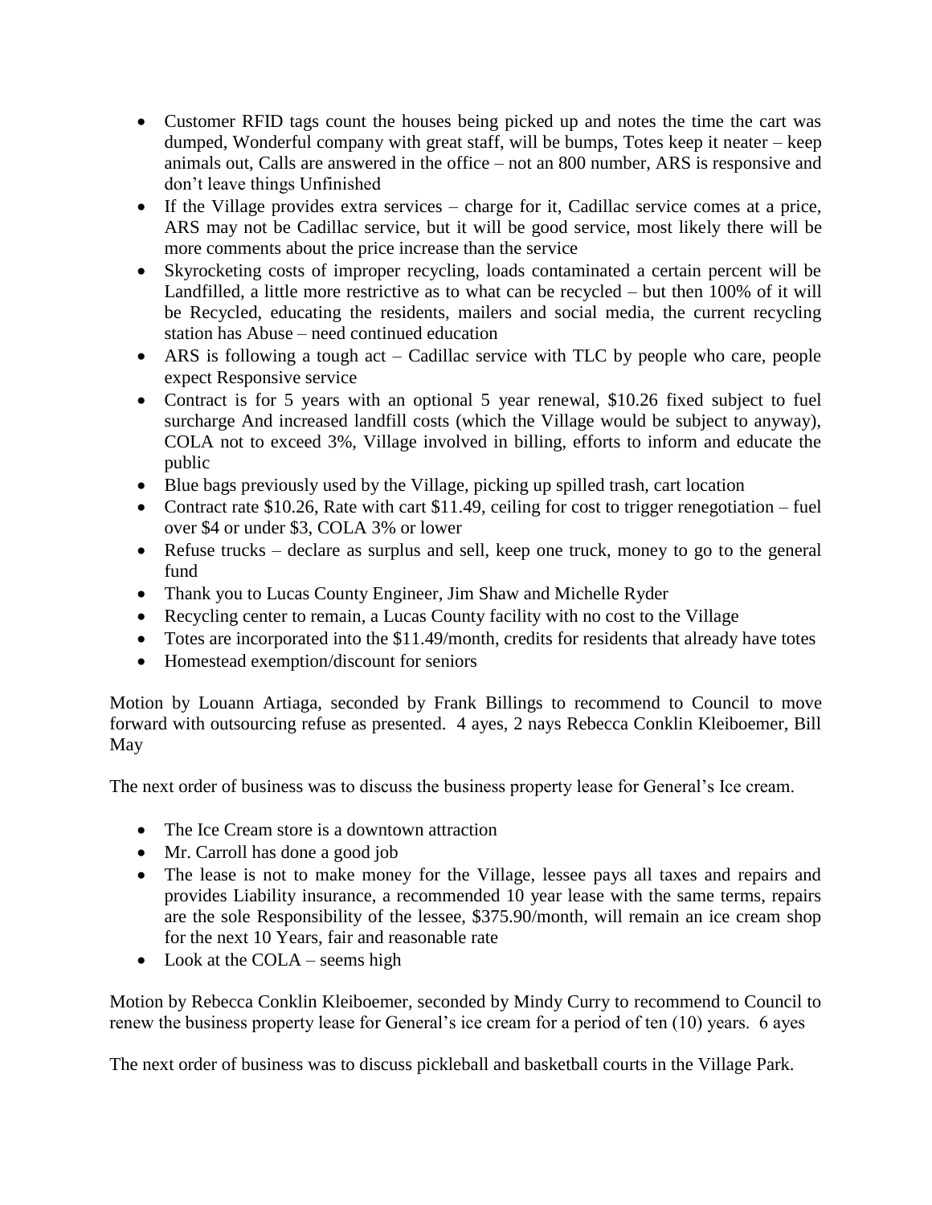- Customer RFID tags count the houses being picked up and notes the time the cart was dumped, Wonderful company with great staff, will be bumps, Totes keep it neater – keep animals out, Calls are answered in the office – not an 800 number, ARS is responsive and don't leave things Unfinished
- If the Village provides extra services – charge for it, Cadillac service comes at a price, ARS may not be Cadillac service, but it will be good service, most likely there will be more comments about the price increase than the service
- Skyrocketing costs of improper recycling, loads contaminated a certain percent will be Landfilled, a little more restrictive as to what can be recycled – but then 100% of it will be Recycled, educating the residents, mailers and social media, the current recycling station has Abuse – need continued education
- ARS is following a tough act – Cadillac service with TLC by people who care, people expect Responsive service
- Contract is for 5 years with an optional 5 year renewal, $10.26 fixed subject to fuel surcharge And increased landfill costs (which the Village would be subject to anyway), COLA not to exceed 3%, Village involved in billing, efforts to inform and educate the public
- Blue bags previously used by the Village, picking up spilled trash, cart location
- Contract rate $10.26, Rate with cart $11.49, ceiling for cost to trigger renegotiation – fuel over $4 or under $3, COLA 3% or lower
- Refuse trucks – declare as surplus and sell, keep one truck, money to go to the general fund
- Thank you to Lucas County Engineer, Jim Shaw and Michelle Ryder
- Recycling center to remain, a Lucas County facility with no cost to the Village
- Totes are incorporated into the $11.49/month, credits for residents that already have totes
- Homestead exemption/discount for seniors

Motion by Louann Artiaga, seconded by Frank Billings to recommend to Council to move forward with outsourcing refuse as presented. 4 ayes, 2 nays Rebecca Conklin Kleiboemer, Bill May

The next order of business was to discuss the business property lease for General's Ice cream.

- The Ice Cream store is a downtown attraction
- Mr. Carroll has done a good job
- The lease is not to make money for the Village, lessee pays all taxes and repairs and provides Liability insurance, a recommended 10 year lease with the same terms, repairs are the sole Responsibility of the lessee, $375.90/month, will remain an ice cream shop for the next 10 Years, fair and reasonable rate
- Look at the COLA – seems high

Motion by Rebecca Conklin Kleiboemer, seconded by Mindy Curry to recommend to Council to renew the business property lease for General's ice cream for a period of ten (10) years. 6 ayes

The next order of business was to discuss pickleball and basketball courts in the Village Park.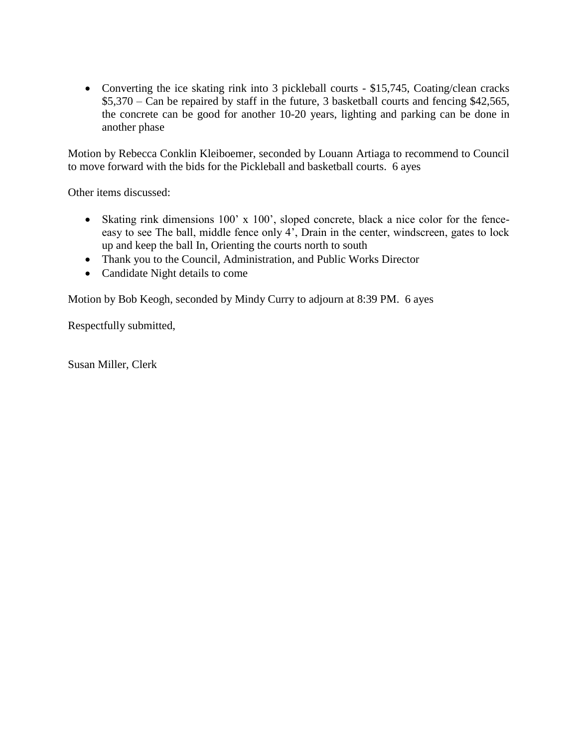- Converting the ice skating rink into 3 pickleball courts - $15,745, Coating/clean cracks $5,370 – Can be repaired by staff in the future, 3 basketball courts and fencing $42,565, the concrete can be good for another 10-20 years, lighting and parking can be done in another phase

Motion by Rebecca Conklin Kleiboemer, seconded by Louann Artiaga to recommend to Council to move forward with the bids for the Pickleball and basketball courts. 6 ayes

Other items discussed:

- Skating rink dimensions 100' x 100', sloped concrete, black a nice color for the fence-easy to see The ball, middle fence only 4', Drain in the center, windscreen, gates to lock up and keep the ball In, Orienting the courts north to south
- Thank you to the Council, Administration, and Public Works Director
- Candidate Night details to come

Motion by Bob Keogh, seconded by Mindy Curry to adjourn at 8:39 PM. 6 ayes

Respectfully submitted,

Susan Miller, Clerk